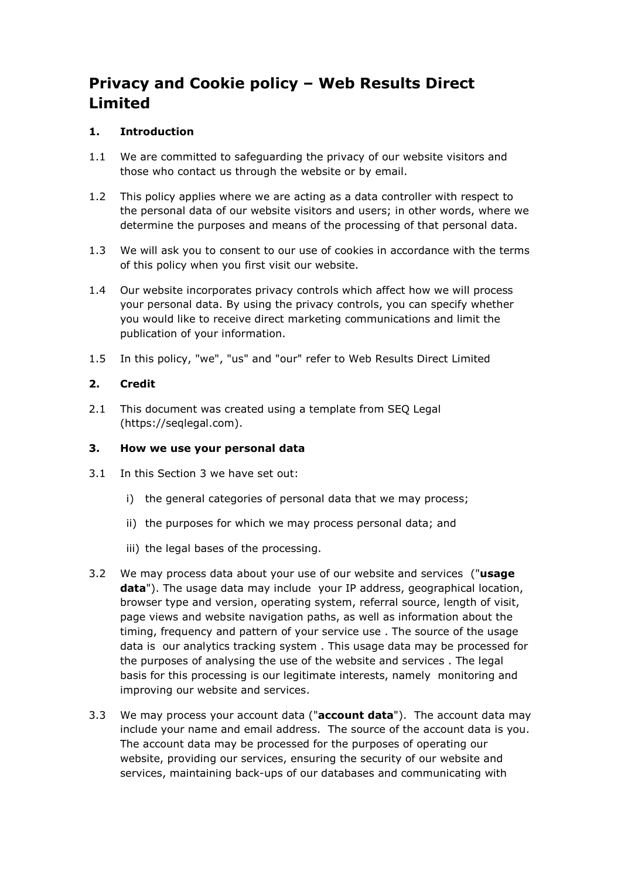# Privacy and Cookie policy – Web Results Direct Limited

## 1. Introduction

1.1 We are committed to safeguarding the privacy of our website visitors and those who contact us through the website or by email.

1.2 This policy applies where we are acting as a data controller with respect to the personal data of our website visitors and users; in other words, where we determine the purposes and means of the processing of that personal data.

1.3 We will ask you to consent to our use of cookies in accordance with the terms of this policy when you first visit our website.

1.4 Our website incorporates privacy controls which affect how we will process your personal data. By using the privacy controls, you can specify whether you would like to receive direct marketing communications and limit the publication of your information.

1.5 In this policy, "we", "us" and "our" refer to Web Results Direct Limited

## 2. Credit

2.1 This document was created using a template from SEQ Legal (https://seqlegal.com).

## 3. How we use your personal data

3.1 In this Section 3 we have set out:

i) the general categories of personal data that we may process;

ii) the purposes for which we may process personal data; and

iii) the legal bases of the processing.

3.2 We may process data about your use of our website and services ("**usage data**"). The usage data may include your IP address, geographical location, browser type and version, operating system, referral source, length of visit, page views and website navigation paths, as well as information about the timing, frequency and pattern of your service use . The source of the usage data is our analytics tracking system . This usage data may be processed for the purposes of analysing the use of the website and services . The legal basis for this processing is our legitimate interests, namely monitoring and improving our website and services.

3.3 We may process your account data ("**account data**"). The account data may include your name and email address. The source of the account data is you. The account data may be processed for the purposes of operating our website, providing our services, ensuring the security of our website and services, maintaining back-ups of our databases and communicating with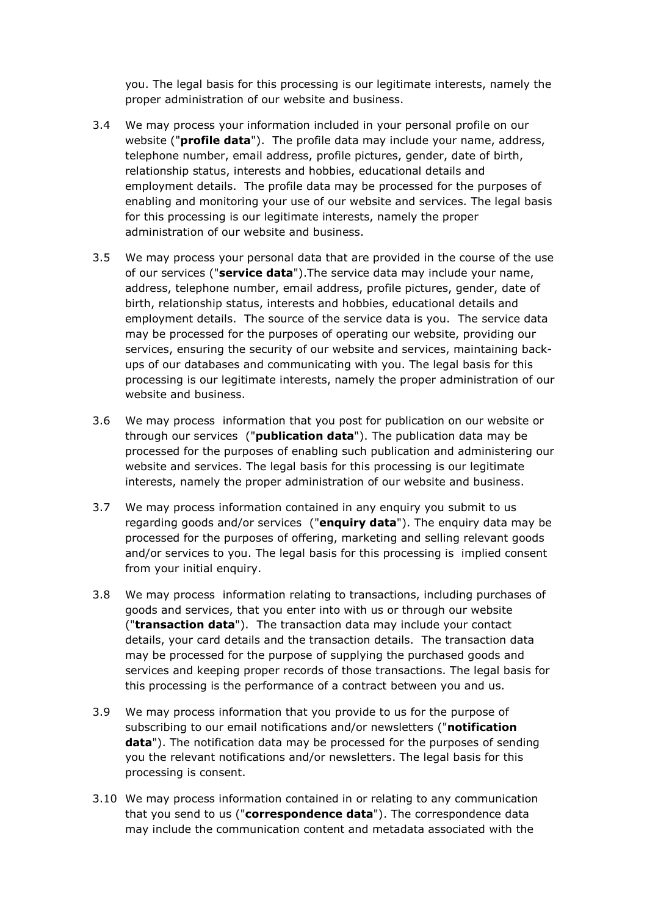you. The legal basis for this processing is our legitimate interests, namely the proper administration of our website and business.

3.4 We may process your information included in your personal profile on our website ("**profile data**"). The profile data may include your name, address, telephone number, email address, profile pictures, gender, date of birth, relationship status, interests and hobbies, educational details and employment details. The profile data may be processed for the purposes of enabling and monitoring your use of our website and services. The legal basis for this processing is our legitimate interests, namely the proper administration of our website and business.

3.5 We may process your personal data that are provided in the course of the use of our services ("**service data**").The service data may include your name, address, telephone number, email address, profile pictures, gender, date of birth, relationship status, interests and hobbies, educational details and employment details. The source of the service data is you. The service data may be processed for the purposes of operating our website, providing our services, ensuring the security of our website and services, maintaining back-ups of our databases and communicating with you. The legal basis for this processing is our legitimate interests, namely the proper administration of our website and business.

3.6 We may process information that you post for publication on our website or through our services ("**publication data**"). The publication data may be processed for the purposes of enabling such publication and administering our website and services. The legal basis for this processing is our legitimate interests, namely the proper administration of our website and business.

3.7 We may process information contained in any enquiry you submit to us regarding goods and/or services ("**enquiry data**"). The enquiry data may be processed for the purposes of offering, marketing and selling relevant goods and/or services to you. The legal basis for this processing is implied consent from your initial enquiry.

3.8 We may process information relating to transactions, including purchases of goods and services, that you enter into with us or through our website ("**transaction data**"). The transaction data may include your contact details, your card details and the transaction details. The transaction data may be processed for the purpose of supplying the purchased goods and services and keeping proper records of those transactions. The legal basis for this processing is the performance of a contract between you and us.

3.9 We may process information that you provide to us for the purpose of subscribing to our email notifications and/or newsletters ("**notification data**"). The notification data may be processed for the purposes of sending you the relevant notifications and/or newsletters. The legal basis for this processing is consent.

3.10 We may process information contained in or relating to any communication that you send to us ("**correspondence data**"). The correspondence data may include the communication content and metadata associated with the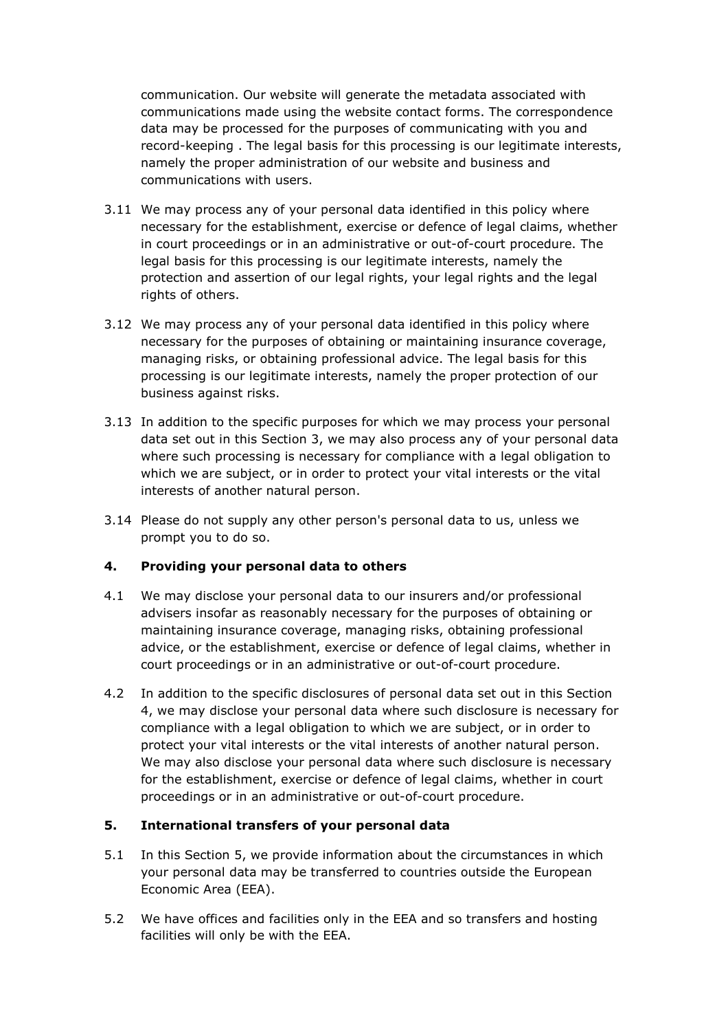communication. Our website will generate the metadata associated with communications made using the website contact forms. The correspondence data may be processed for the purposes of communicating with you and record-keeping . The legal basis for this processing is our legitimate interests, namely the proper administration of our website and business and communications with users.

3.11 We may process any of your personal data identified in this policy where necessary for the establishment, exercise or defence of legal claims, whether in court proceedings or in an administrative or out-of-court procedure. The legal basis for this processing is our legitimate interests, namely the protection and assertion of our legal rights, your legal rights and the legal rights of others.

3.12 We may process any of your personal data identified in this policy where necessary for the purposes of obtaining or maintaining insurance coverage, managing risks, or obtaining professional advice. The legal basis for this processing is our legitimate interests, namely the proper protection of our business against risks.

3.13 In addition to the specific purposes for which we may process your personal data set out in this Section 3, we may also process any of your personal data where such processing is necessary for compliance with a legal obligation to which we are subject, or in order to protect your vital interests or the vital interests of another natural person.

3.14 Please do not supply any other person's personal data to us, unless we prompt you to do so.

## 4. Providing your personal data to others

4.1 We may disclose your personal data to our insurers and/or professional advisers insofar as reasonably necessary for the purposes of obtaining or maintaining insurance coverage, managing risks, obtaining professional advice, or the establishment, exercise or defence of legal claims, whether in court proceedings or in an administrative or out-of-court procedure.

4.2 In addition to the specific disclosures of personal data set out in this Section 4, we may disclose your personal data where such disclosure is necessary for compliance with a legal obligation to which we are subject, or in order to protect your vital interests or the vital interests of another natural person. We may also disclose your personal data where such disclosure is necessary for the establishment, exercise or defence of legal claims, whether in court proceedings or in an administrative or out-of-court procedure.

## 5. International transfers of your personal data

5.1 In this Section 5, we provide information about the circumstances in which your personal data may be transferred to countries outside the European Economic Area (EEA).

5.2 We have offices and facilities only in the EEA and so transfers and hosting facilities will only be with the EEA.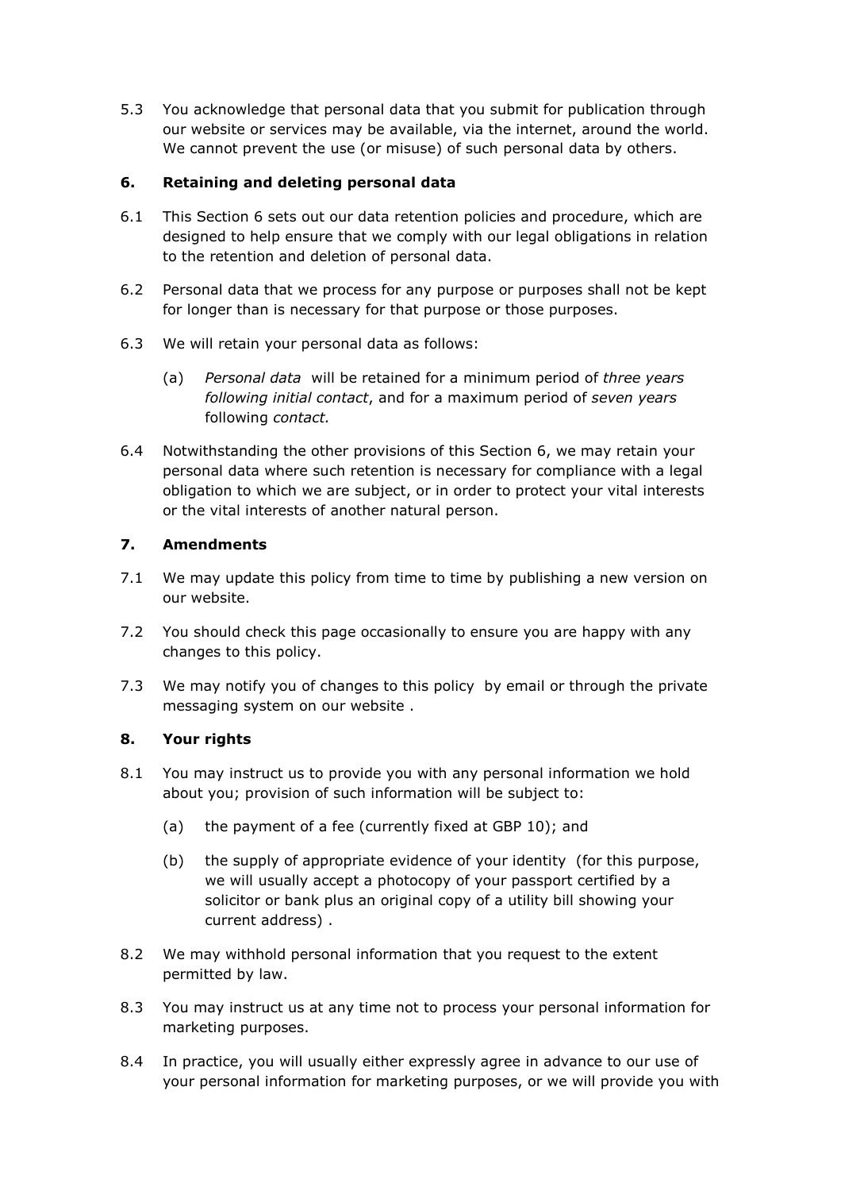5.3 You acknowledge that personal data that you submit for publication through our website or services may be available, via the internet, around the world. We cannot prevent the use (or misuse) of such personal data by others.

## 6. Retaining and deleting personal data

6.1 This Section 6 sets out our data retention policies and procedure, which are designed to help ensure that we comply with our legal obligations in relation to the retention and deletion of personal data.

6.2 Personal data that we process for any purpose or purposes shall not be kept for longer than is necessary for that purpose or those purposes.

6.3 We will retain your personal data as follows:

(a) *Personal data* will be retained for a minimum period of *three years following initial contact*, and for a maximum period of *seven years* following *contact.*

6.4 Notwithstanding the other provisions of this Section 6, we may retain your personal data where such retention is necessary for compliance with a legal obligation to which we are subject, or in order to protect your vital interests or the vital interests of another natural person.

## 7. Amendments

7.1 We may update this policy from time to time by publishing a new version on our website.

7.2 You should check this page occasionally to ensure you are happy with any changes to this policy.

7.3 We may notify you of changes to this policy by email or through the private messaging system on our website .

## 8. Your rights

8.1 You may instruct us to provide you with any personal information we hold about you; provision of such information will be subject to:

(a) the payment of a fee (currently fixed at GBP 10); and

(b) the supply of appropriate evidence of your identity (for this purpose, we will usually accept a photocopy of your passport certified by a solicitor or bank plus an original copy of a utility bill showing your current address) .

8.2 We may withhold personal information that you request to the extent permitted by law.

8.3 You may instruct us at any time not to process your personal information for marketing purposes.

8.4 In practice, you will usually either expressly agree in advance to our use of your personal information for marketing purposes, or we will provide you with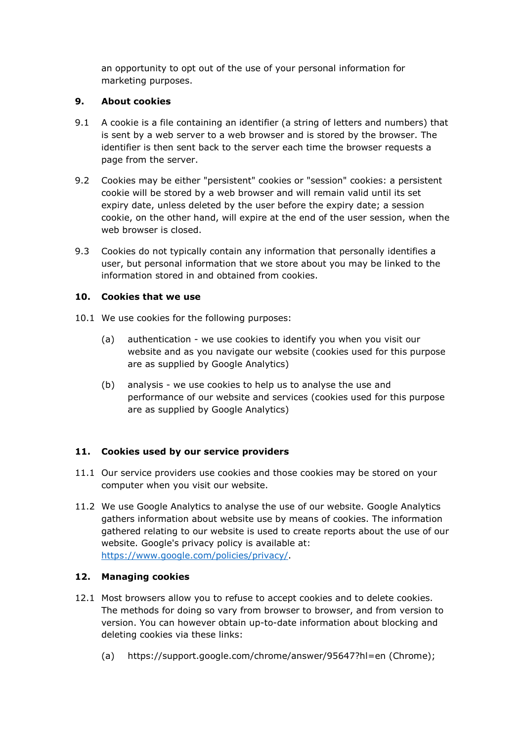an opportunity to opt out of the use of your personal information for marketing purposes.

## 9. About cookies

9.1 A cookie is a file containing an identifier (a string of letters and numbers) that is sent by a web server to a web browser and is stored by the browser. The identifier is then sent back to the server each time the browser requests a page from the server.

9.2 Cookies may be either "persistent" cookies or "session" cookies: a persistent cookie will be stored by a web browser and will remain valid until its set expiry date, unless deleted by the user before the expiry date; a session cookie, on the other hand, will expire at the end of the user session, when the web browser is closed.

9.3 Cookies do not typically contain any information that personally identifies a user, but personal information that we store about you may be linked to the information stored in and obtained from cookies.

## 10. Cookies that we use

10.1 We use cookies for the following purposes:

(a) authentication - we use cookies to identify you when you visit our website and as you navigate our website (cookies used for this purpose are as supplied by Google Analytics)

(b) analysis - we use cookies to help us to analyse the use and performance of our website and services (cookies used for this purpose are as supplied by Google Analytics)

## 11. Cookies used by our service providers

11.1 Our service providers use cookies and those cookies may be stored on your computer when you visit our website.

11.2 We use Google Analytics to analyse the use of our website. Google Analytics gathers information about website use by means of cookies. The information gathered relating to our website is used to create reports about the use of our website. Google's privacy policy is available at: [https://www.google.com/policies/privacy/](https://www.google.com/policies/privacy/).

## 12. Managing cookies

12.1 Most browsers allow you to refuse to accept cookies and to delete cookies. The methods for doing so vary from browser to browser, and from version to version. You can however obtain up-to-date information about blocking and deleting cookies via these links:

(a) https://support.google.com/chrome/answer/95647?hl=en (Chrome);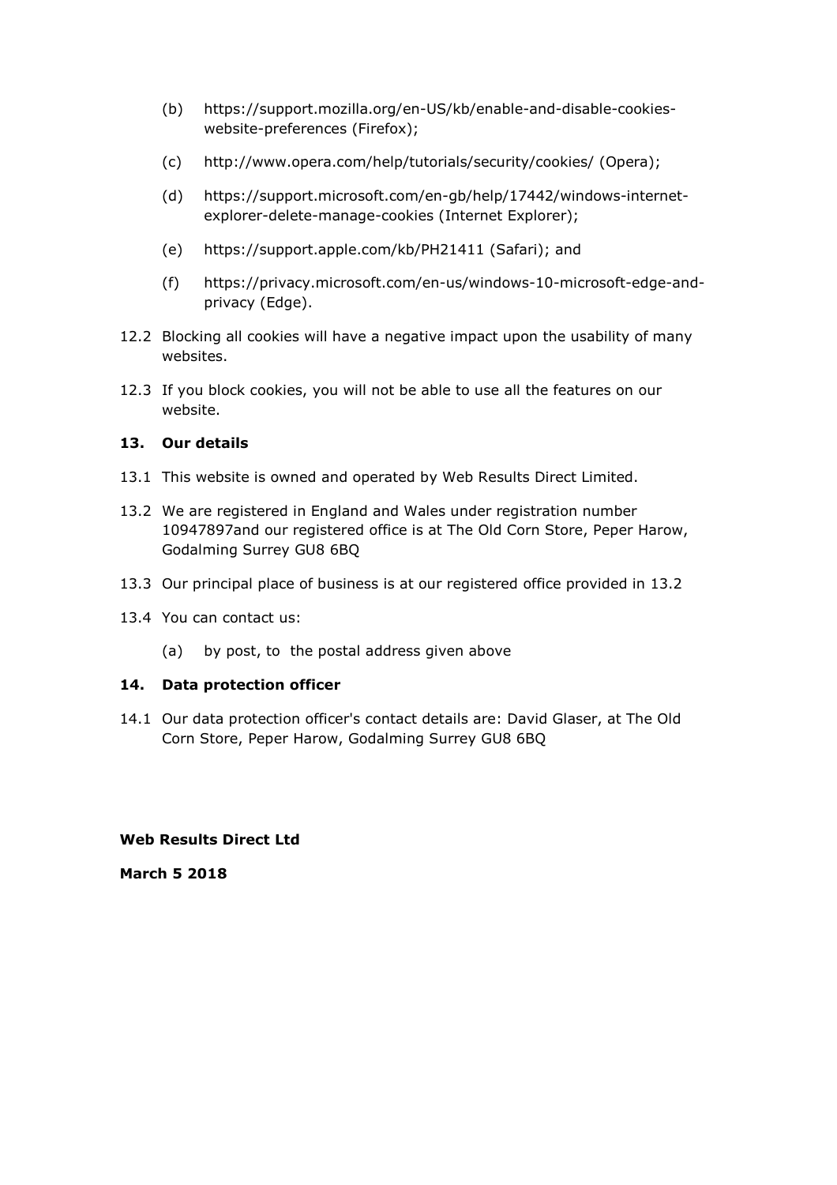(b) https://support.mozilla.org/en-US/kb/enable-and-disable-cookies-website-preferences (Firefox);

(c) http://www.opera.com/help/tutorials/security/cookies/ (Opera);

(d) https://support.microsoft.com/en-gb/help/17442/windows-internet-explorer-delete-manage-cookies (Internet Explorer);

(e) https://support.apple.com/kb/PH21411 (Safari); and

(f) https://privacy.microsoft.com/en-us/windows-10-microsoft-edge-and-privacy (Edge).

12.2 Blocking all cookies will have a negative impact upon the usability of many websites.

12.3 If you block cookies, you will not be able to use all the features on our website.

**13. Our details**

13.1 This website is owned and operated by Web Results Direct Limited.

13.2 We are registered in England and Wales under registration number 10947897and our registered office is at The Old Corn Store, Peper Harow, Godalming Surrey GU8 6BQ

13.3 Our principal place of business is at our registered office provided in 13.2

13.4 You can contact us:

(a) by post, to the postal address given above

**14. Data protection officer**

14.1 Our data protection officer's contact details are: David Glaser, at The Old Corn Store, Peper Harow, Godalming Surrey GU8 6BQ

**Web Results Direct Ltd**

**March 5 2018**